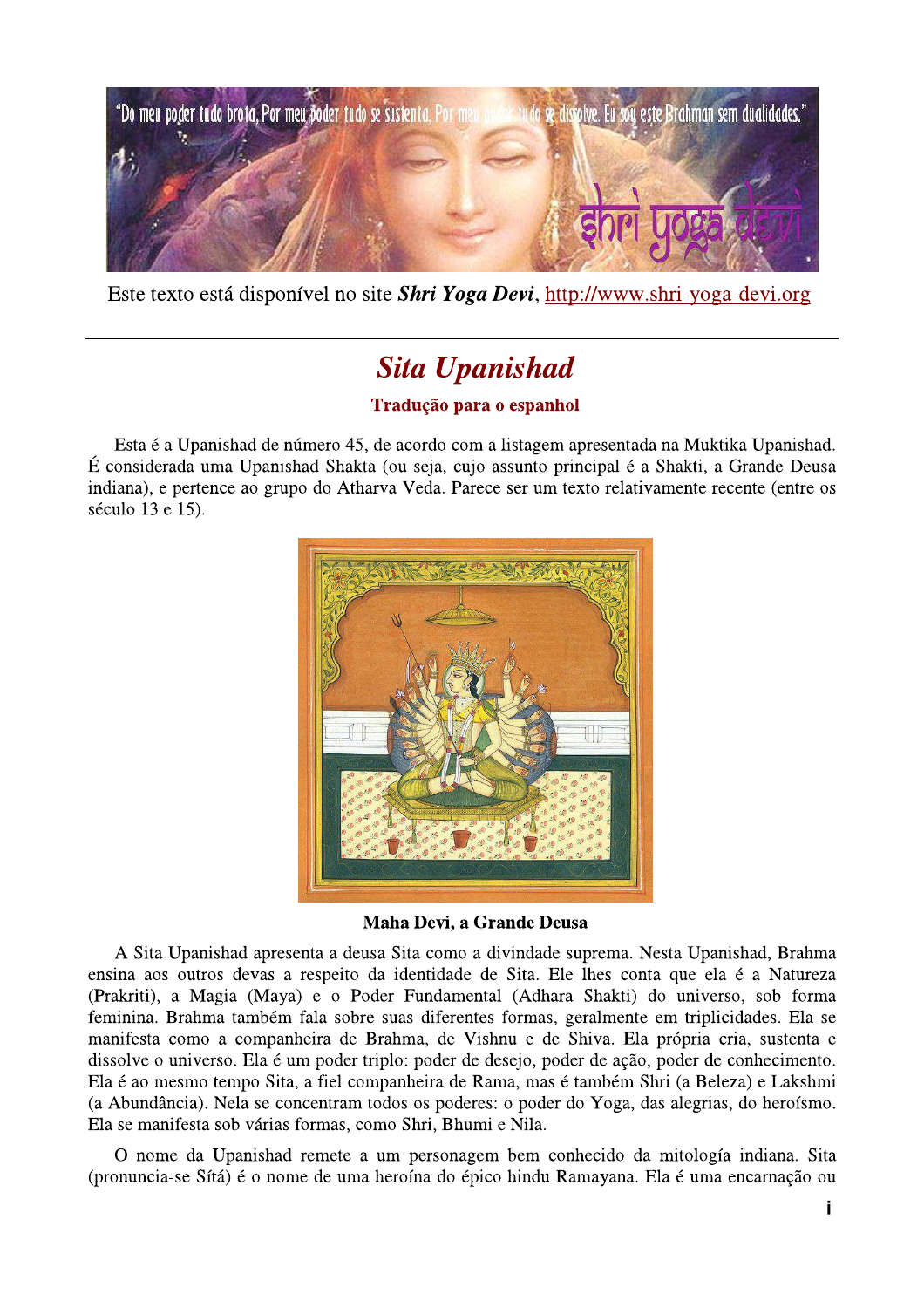Este texto está disponível no site ***Shri Yoga Devi***, http://www.shri-yoga-devi.org

---

# *Sita Upanishad*

**Tradução para o espanhol**

Esta é a Upanishad de número 45, de acordo com a listagem apresentada na Muktika Upanishad. É considerada uma Upanishad Shakta (ou seja, cujo assunto principal é a Shakti, a Grande Deusa indiana), e pertence ao grupo do Atharva Veda. Parece ser um texto relativamente recente (entre os século 13 e 15).

**Maha Devi, a Grande Deusa**

A Sita Upanishad apresenta a deusa Sita como a divindade suprema. Nesta Upanishad, Brahma ensina aos outros devas a respeito da identidade de Sita. Ele lhes conta que ela é a Natureza (Prakriti), a Magia (Maya) e o Poder Fundamental (Adhara Shakti) do universo, sob forma feminina. Brahma também fala sobre suas diferentes formas, geralmente em triplicidades. Ela se manifesta como a companheira de Brahma, de Vishnu e de Shiva. Ela própria cria, sustenta e dissolve o universo. Ela é um poder triplo: poder de desejo, poder de ação, poder de conhecimento. Ela é ao mesmo tempo Sita, a fiel companheira de Rama, mas é também Shri (a Beleza) e Lakshmi (a Abundância). Nela se concentram todos os poderes: o poder do Yoga, das alegrias, do heroísmo. Ela se manifesta sob várias formas, como Shri, Bhumi e Nila.

O nome da Upanishad remete a um personagem bem conhecido da mitología indiana. Sita (pronuncia-se Sítá) é o nome de uma heroína do épico hindu Ramayana. Ela é uma encarnação ou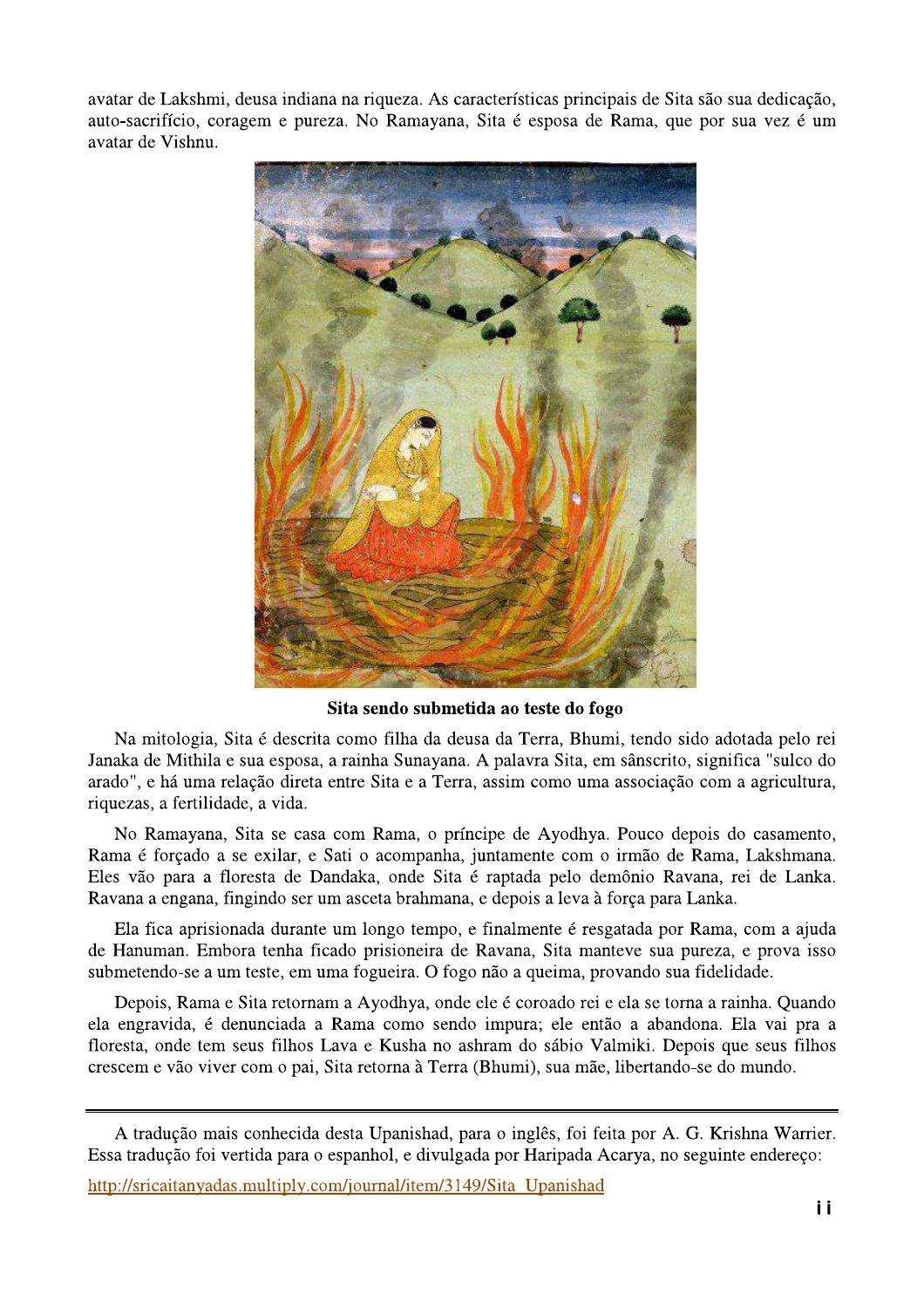avatar de Lakshmi, deusa indiana na riqueza. As características principais de Sita são sua dedicação, auto-sacrifício, coragem e pureza. No Ramayana, Sita é esposa de Rama, que por sua vez é um avatar de Vishnu.

**Sita sendo submetida ao teste do fogo**

Na mitologia, Sita é descrita como filha da deusa da Terra, Bhumi, tendo sido adotada pelo rei Janaka de Mithila e sua esposa, a rainha Sunayana. A palavra Sita, em sânscrito, significa "sulco do arado", e há uma relação direta entre Sita e a Terra, assim como uma associação com a agricultura, riquezas, a fertilidade, a vida.

No Ramayana, Sita se casa com Rama, o príncipe de Ayodhya. Pouco depois do casamento, Rama é forçado a se exilar, e Sati o acompanha, juntamente com o irmão de Rama, Lakshmana. Eles vão para a floresta de Dandaka, onde Sita é raptada pelo demônio Ravana, rei de Lanka. Ravana a engana, fingindo ser um asceta brahmana, e depois a leva à força para Lanka.

Ela fica aprisionada durante um longo tempo, e finalmente é resgatada por Rama, com a ajuda de Hanuman. Embora tenha ficado prisioneira de Ravana, Sita manteve sua pureza, e prova isso submetendo-se a um teste, em uma fogueira. O fogo não a queima, provando sua fidelidade.

Depois, Rama e Sita retornam a Ayodhya, onde ele é coroado rei e ela se torna a rainha. Quando ela engravida, é denunciada a Rama como sendo impura; ele então a abandona. Ela vai pra a floresta, onde tem seus filhos Lava e Kusha no ashram do sábio Valmiki. Depois que seus filhos crescem e vão viver com o pai, Sita retorna à Terra (Bhumi), sua mãe, libertando-se do mundo.

---

A tradução mais conhecida desta Upanishad, para o inglês, foi feita por A. G. Krishna Warrier. Essa tradução foi vertida para o espanhol, e divulgada por Haripada Acarya, no seguinte endereço:

http://sricaitanyadas.multiply.com/journal/item/3149/Sita_Upanishad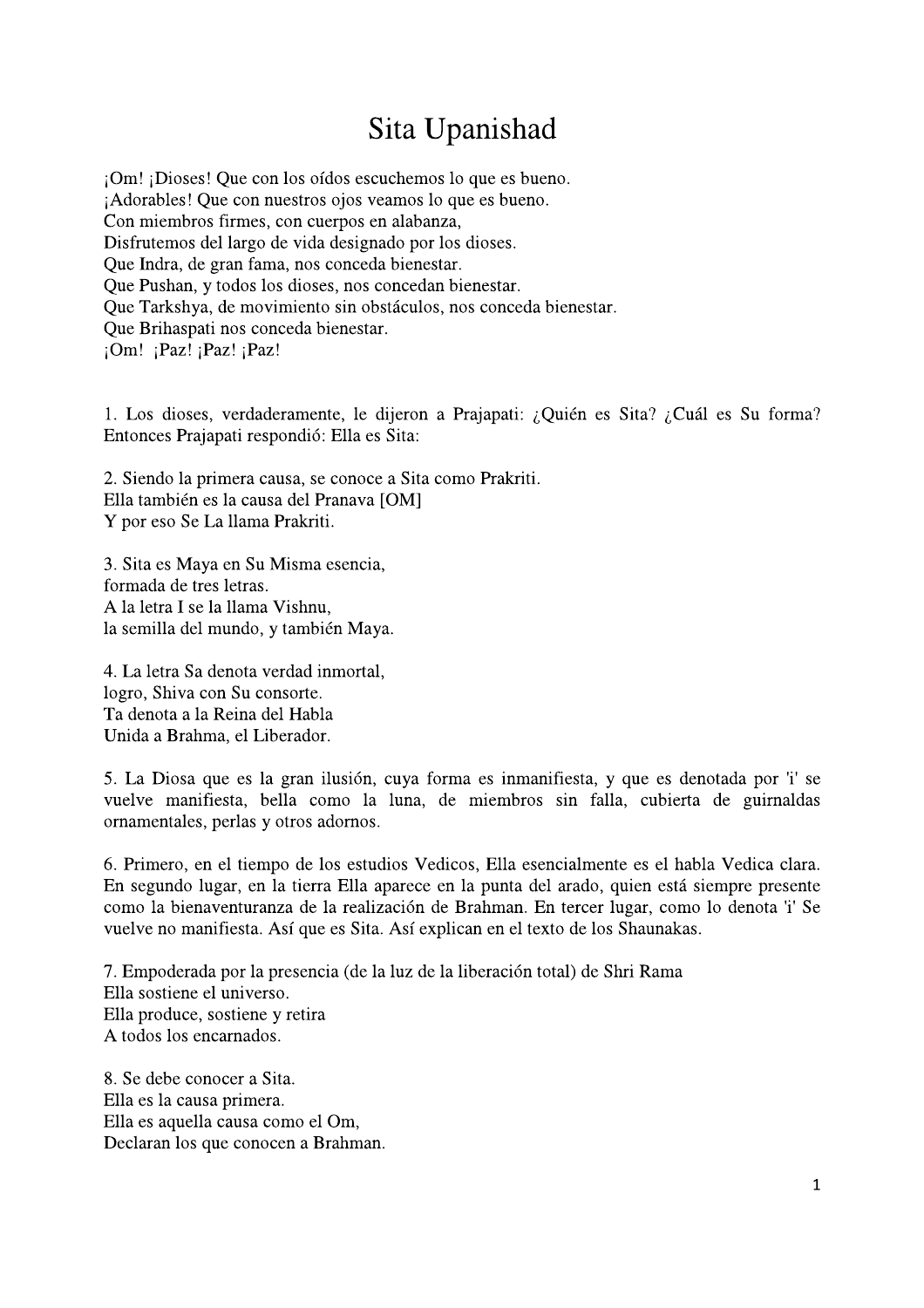# Sita Upanishad

¡Om! ¡Dioses! Que con los oídos escuchemos lo que es bueno.
¡Adorables! Que con nuestros ojos veamos lo que es bueno.
Con miembros firmes, con cuerpos en alabanza,
Disfrutemos del largo de vida designado por los dioses.
Que Indra, de gran fama, nos conceda bienestar.
Que Pushan, y todos los dioses, nos concedan bienestar.
Que Tarkshya, de movimiento sin obstáculos, nos conceda bienestar.
Que Brihaspati nos conceda bienestar.
¡Om! ¡Paz! ¡Paz! ¡Paz!

1. Los dioses, verdaderamente, le dijeron a Prajapati: ¿Quién es Sita? ¿Cuál es Su forma? Entonces Prajapati respondió: Ella es Sita:

2. Siendo la primera causa, se conoce a Sita como Prakriti.
Ella también es la causa del Pranava [OM]
Y por eso Se La llama Prakriti.

3. Sita es Maya en Su Misma esencia,
formada de tres letras.
A la letra I se la llama Vishnu,
la semilla del mundo, y también Maya.

4. La letra Sa denota verdad inmortal,
logro, Shiva con Su consorte.
Ta denota a la Reina del Habla
Unida a Brahma, el Liberador.

5. La Diosa que es la gran ilusión, cuya forma es inmanifiesta, y que es denotada por 'i' se vuelve manifiesta, bella como la luna, de miembros sin falla, cubierta de guirnaldas ornamentales, perlas y otros adornos.

6. Primero, en el tiempo de los estudios Vedicos, Ella esencialmente es el habla Vedica clara. En segundo lugar, en la tierra Ella aparece en la punta del arado, quien está siempre presente como la bienaventuranza de la realización de Brahman. En tercer lugar, como lo denota 'i' Se vuelve no manifiesta. Así que es Sita. Así explican en el texto de los Shaunakas.

7. Empoderada por la presencia (de la luz de la liberación total) de Shri Rama
Ella sostiene el universo.
Ella produce, sostiene y retira
A todos los encarnados.

8. Se debe conocer a Sita.
Ella es la causa primera.
Ella es aquella causa como el Om,
Declaran los que conocen a Brahman.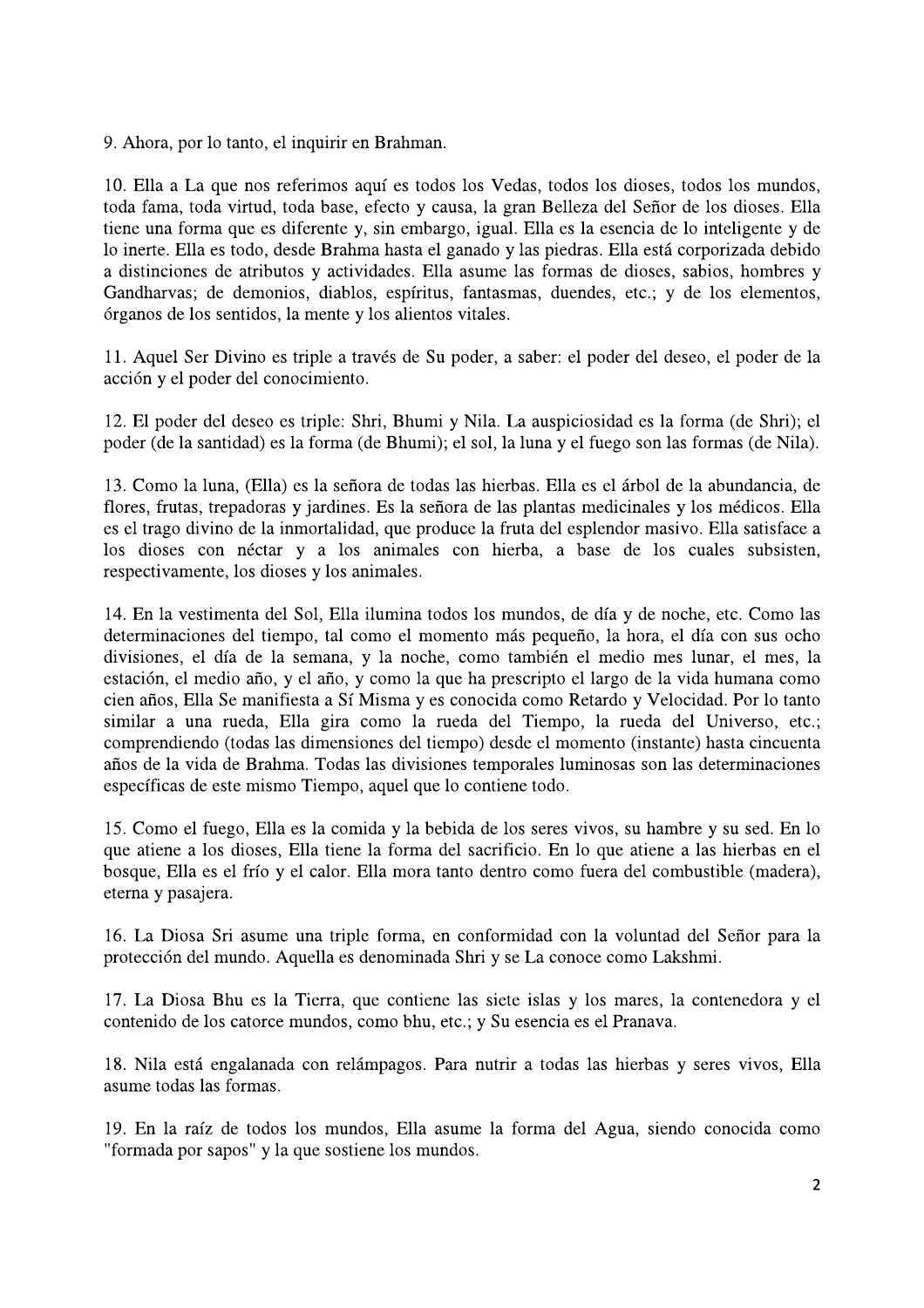9. Ahora, por lo tanto, el inquirir en Brahman.

10. Ella a La que nos referimos aquí es todos los Vedas, todos los dioses, todos los mundos, toda fama, toda virtud, toda base, efecto y causa, la gran Belleza del Señor de los dioses. Ella tiene una forma que es diferente y, sin embargo, igual. Ella es la esencia de lo inteligente y de lo inerte. Ella es todo, desde Brahma hasta el ganado y las piedras. Ella está corporizada debido a distinciones de atributos y actividades. Ella asume las formas de dioses, sabios, hombres y Gandharvas; de demonios, diablos, espíritus, fantasmas, duendes, etc.; y de los elementos, órganos de los sentidos, la mente y los alientos vitales.

11. Aquel Ser Divino es triple a través de Su poder, a saber: el poder del deseo, el poder de la acción y el poder del conocimiento.

12. El poder del deseo es triple: Shri, Bhumi y Nila. La auspiciosidad es la forma (de Shri); el poder (de la santidad) es la forma (de Bhumi); el sol, la luna y el fuego son las formas (de Nila).

13. Como la luna, (Ella) es la señora de todas las hierbas. Ella es el árbol de la abundancia, de flores, frutas, trepadoras y jardines. Es la señora de las plantas medicinales y los médicos. Ella es el trago divino de la inmortalidad, que produce la fruta del esplendor masivo. Ella satisface a los dioses con néctar y a los animales con hierba, a base de los cuales subsisten, respectivamente, los dioses y los animales.

14. En la vestimenta del Sol, Ella ilumina todos los mundos, de día y de noche, etc. Como las determinaciones del tiempo, tal como el momento más pequeño, la hora, el día con sus ocho divisiones, el día de la semana, y la noche, como también el medio mes lunar, el mes, la estación, el medio año, y el año, y como la que ha prescripto el largo de la vida humana como cien años, Ella Se manifiesta a Sí Misma y es conocida como Retardo y Velocidad. Por lo tanto similar a una rueda, Ella gira como la rueda del Tiempo, la rueda del Universo, etc.; comprendiendo (todas las dimensiones del tiempo) desde el momento (instante) hasta cincuenta años de la vida de Brahma. Todas las divisiones temporales luminosas son las determinaciones específicas de este mismo Tiempo, aquel que lo contiene todo.

15. Como el fuego, Ella es la comida y la bebida de los seres vivos, su hambre y su sed. En lo que atiene a los dioses, Ella tiene la forma del sacrificio. En lo que atiene a las hierbas en el bosque, Ella es el frío y el calor. Ella mora tanto dentro como fuera del combustible (madera), eterna y pasajera.

16. La Diosa Sri asume una triple forma, en conformidad con la voluntad del Señor para la protección del mundo. Aquella es denominada Shri y se La conoce como Lakshmi.

17. La Diosa Bhu es la Tierra, que contiene las siete islas y los mares, la contenedora y el contenido de los catorce mundos, como bhu, etc.; y Su esencia es el Pranava.

18. Nila está engalanada con relámpagos. Para nutrir a todas las hierbas y seres vivos, Ella asume todas las formas.

19. En la raíz de todos los mundos, Ella asume la forma del Agua, siendo conocida como "formada por sapos" y la que sostiene los mundos.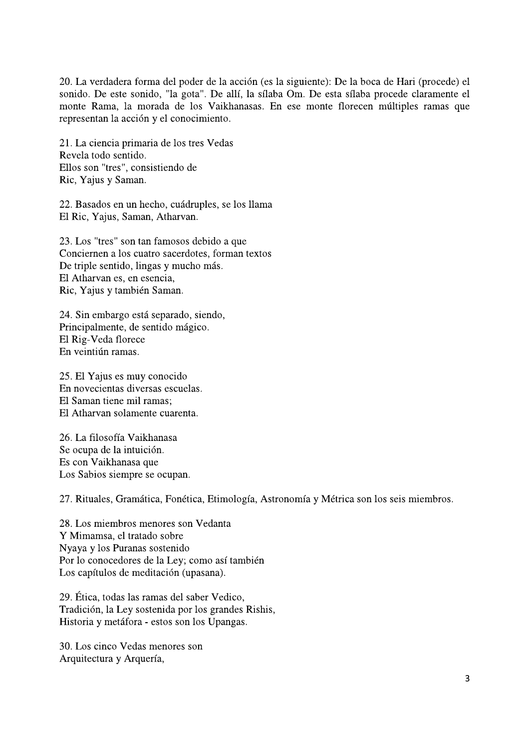20. La verdadera forma del poder de la acción (es la siguiente): De la boca de Hari (procede) el sonido. De este sonido, "la gota". De allí, la sílaba Om. De esta sílaba procede claramente el monte Rama, la morada de los Vaikhanasas. En ese monte florecen múltiples ramas que representan la acción y el conocimiento.

21. La ciencia primaria de los tres Vedas
Revela todo sentido.
Ellos son "tres", consistiendo de
Ric, Yajus y Saman.

22. Basados en un hecho, cuádruples, se los llama
El Ric, Yajus, Saman, Atharvan.

23. Los "tres" son tan famosos debido a que
Conciernen a los cuatro sacerdotes, forman textos
De triple sentido, lingas y mucho más.
El Atharvan es, en esencia,
Ric, Yajus y también Saman.

24. Sin embargo está separado, siendo,
Principalmente, de sentido mágico.
El Rig-Veda florece
En veintiún ramas.

25. El Yajus es muy conocido
En novecientas diversas escuelas.
El Saman tiene mil ramas;
El Atharvan solamente cuarenta.

26. La filosofía Vaikhanasa
Se ocupa de la intuición.
Es con Vaikhanasa que
Los Sabios siempre se ocupan.

27. Rituales, Gramática, Fonética, Etimología, Astronomía y Métrica son los seis miembros.

28. Los miembros menores son Vedanta
Y Mimamsa, el tratado sobre
Nyaya y los Puranas sostenido
Por lo conocedores de la Ley; como así también
Los capítulos de meditación (upasana).

29. Ética, todas las ramas del saber Vedico,
Tradición, la Ley sostenida por los grandes Rishis,
Historia y metáfora - estos son los Upangas.

30. Los cinco Vedas menores son
Arquitectura y Arquería,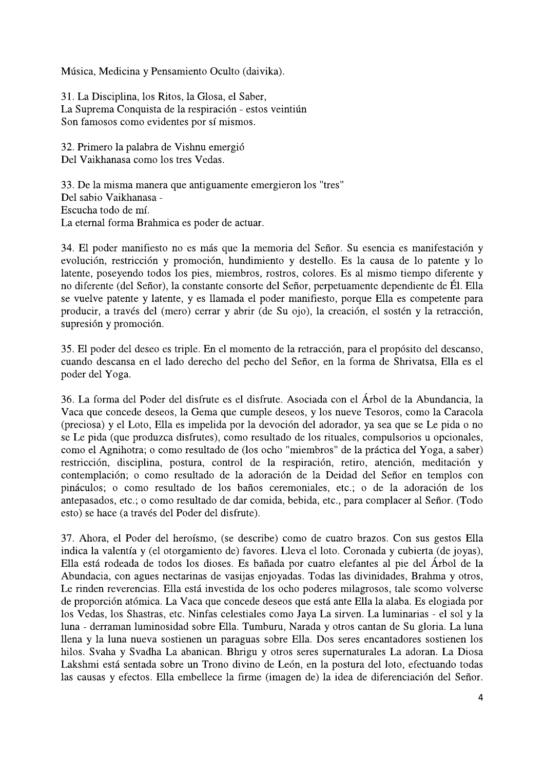Música, Medicina y Pensamiento Oculto (daivika).

31. La Disciplina, los Ritos, la Glosa, el Saber,
La Suprema Conquista de la respiración - estos veintiún
Son famosos como evidentes por sí mismos.

32. Primero la palabra de Vishnu emergió
Del Vaikhanasa como los tres Vedas.

33. De la misma manera que antiguamente emergieron los "tres"
Del sabio Vaikhanasa -
Escucha todo de mí.
La eternal forma Brahmica es poder de actuar.

34. El poder manifiesto no es más que la memoria del Señor. Su esencia es manifestación y evolución, restricción y promoción, hundimiento y destello. Es la causa de lo patente y lo latente, poseyendo todos los pies, miembros, rostros, colores. Es al mismo tiempo diferente y no diferente (del Señor), la constante consorte del Señor, perpetuamente dependiente de Él. Ella se vuelve patente y latente, y es llamada el poder manifiesto, porque Ella es competente para producir, a través del (mero) cerrar y abrir (de Su ojo), la creación, el sostén y la retracción, supresión y promoción.

35. El poder del deseo es triple. En el momento de la retracción, para el propósito del descanso, cuando descansa en el lado derecho del pecho del Señor, en la forma de Shrivatsa, Ella es el poder del Yoga.

36. La forma del Poder del disfrute es el disfrute. Asociada con el Árbol de la Abundancia, la Vaca que concede deseos, la Gema que cumple deseos, y los nueve Tesoros, como la Caracola (preciosa) y el Loto, Ella es impelida por la devoción del adorador, ya sea que se Le pida o no se Le pida (que produzca disfrutes), como resultado de los rituales, compulsorios u opcionales, como el Agnihotra; o como resultado de (los ocho "miembros" de la práctica del Yoga, a saber) restricción, disciplina, postura, control de la respiración, retiro, atención, meditación y contemplación; o como resultado de la adoración de la Deidad del Señor en templos con pináculos; o como resultado de los baños ceremoniales, etc.; o de la adoración de los antepasados, etc.; o como resultado de dar comida, bebida, etc., para complacer al Señor. (Todo esto) se hace (a través del Poder del disfrute).

37. Ahora, el Poder del heroísmo, (se describe) como de cuatro brazos. Con sus gestos Ella indica la valentía y (el otorgamiento de) favores. Lleva el loto. Coronada y cubierta (de joyas), Ella está rodeada de todos los dioses. Es bañada por cuatro elefantes al pie del Árbol de la Abundacia, con agues nectarinas de vasijas enjoyadas. Todas las divinidades, Brahma y otros, Le rinden reverencias. Ella está investida de los ocho poderes milagrosos, tale scomo volverse de proporción atómica. La Vaca que concede deseos que está ante Ella la alaba. Es elogiada por los Vedas, los Shastras, etc. Ninfas celestiales como Jaya La sirven. La luminarias - el sol y la luna - derraman luminosidad sobre Ella. Tumburu, Narada y otros cantan de Su gloria. La luna llena y la luna nueva sostienen un paraguas sobre Ella. Dos seres encantadores sostienen los hilos. Svaha y Svadha La abanican. Bhrigu y otros seres supernaturales La adoran. La Diosa Lakshmi está sentada sobre un Trono divino de León, en la postura del loto, efectuando todas las causas y efectos. Ella embellece la firme (imagen de) la idea de diferenciación del Señor.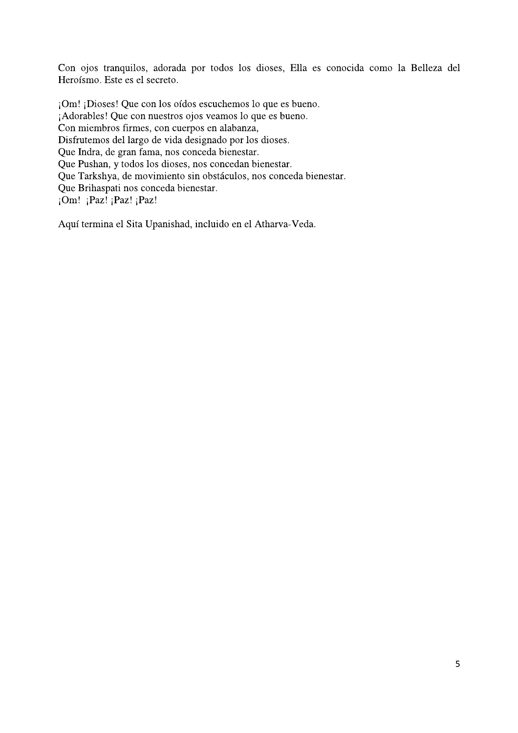Con ojos tranquilos, adorada por todos los dioses, Ella es conocida como la Belleza del Heroísmo. Este es el secreto.

¡Om! ¡Dioses! Que con los oídos escuchemos lo que es bueno.  
¡Adorables! Que con nuestros ojos veamos lo que es bueno.  
Con miembros firmes, con cuerpos en alabanza,  
Disfrutemos del largo de vida designado por los dioses.  
Que Indra, de gran fama, nos conceda bienestar.  
Que Pushan, y todos los dioses, nos concedan bienestar.  
Que Tarkshya, de movimiento sin obstáculos, nos conceda bienestar.  
Que Brihaspati nos conceda bienestar.  
¡Om! ¡Paz! ¡Paz! ¡Paz!

Aquí termina el Sita Upanishad, incluido en el Atharva-Veda.